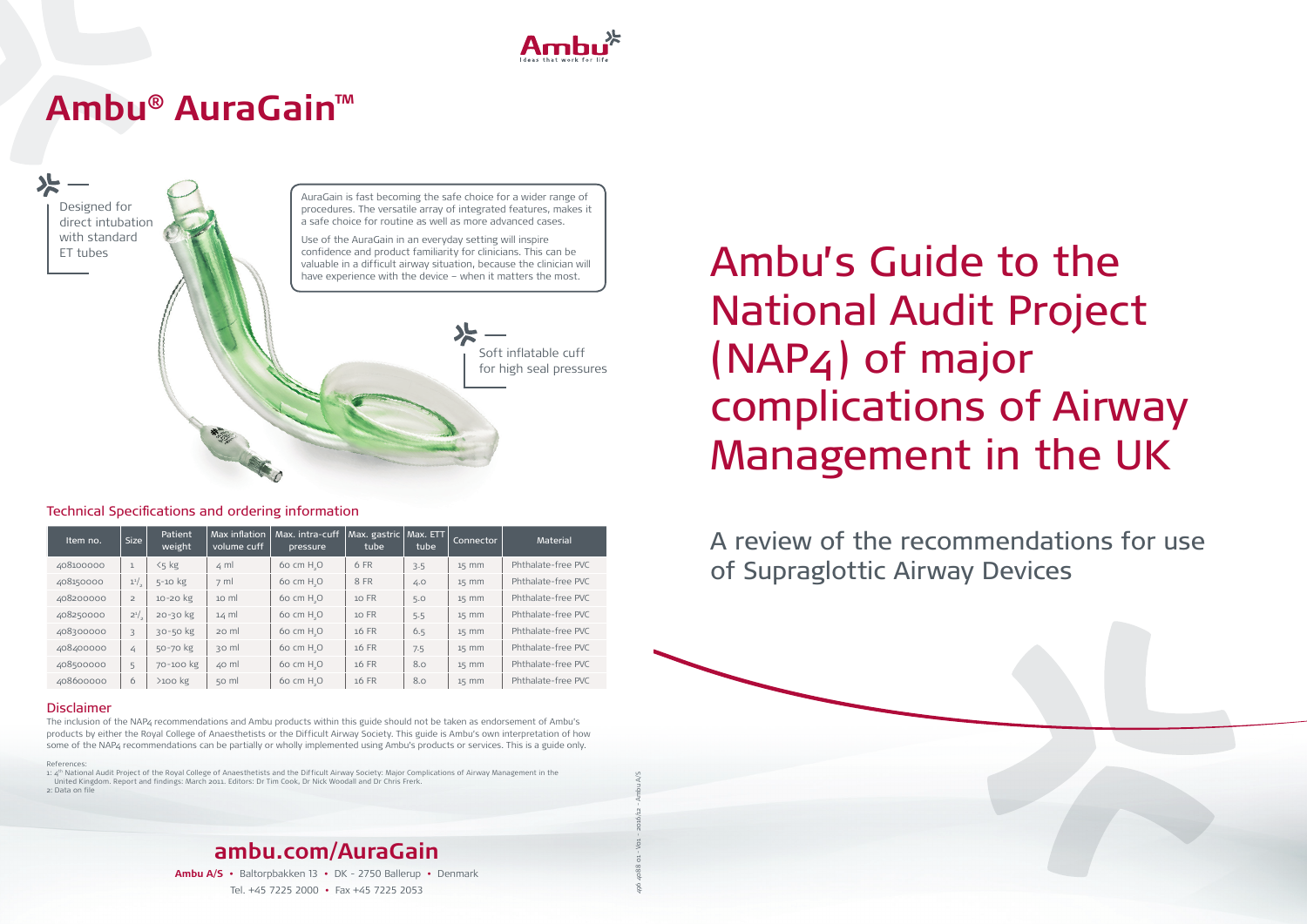# Ambu® AuraGain™

Designed for direct intubation with standard ET tubes

AuraGain is fast becoming the safe choice for a wider range of procedures. The versatile array of integrated features, makes it a safe choice for routine as well as more advanced cases.

Use of the AuraGain in an everyday setting will inspire confidence and product familiarity for clinicians. This can be valuable in a difficult airway situation, because the clinician will have experience with the device – when it matters the most.

Soft inflatable cuff for high seal pressures

## Technical Specifications and ordering information

| Item no. | Size | Patient weight | Max inflation volume cuff | Max. intra-cuff pressure | Max. gastric tube | Max. ETT tube | Connector | Material |
|---|---|---|---|---|---|---|---|---|
| 408100000 | 1 | <5 kg | 4 ml | 60 cm $H_2O$ | 6 FR | 3.5 | 15 mm | Phthalate-free PVC |
| 408150000 | 1½ | 5-10 kg | 7 ml | 60 cm $H_2O$ | 8 FR | 4.0 | 15 mm | Phthalate-free PVC |
| 408200000 | 2 | 10-20 kg | 10 ml | 60 cm $H_2O$ | 10 FR | 5.0 | 15 mm | Phthalate-free PVC |
| 408250000 | 2½ | 20-30 kg | 14 ml | 60 cm $H_2O$ | 10 FR | 5.5 | 15 mm | Phthalate-free PVC |
| 408300000 | 3 | 30-50 kg | 20 ml | 60 cm $H_2O$ | 16 FR | 6.5 | 15 mm | Phthalate-free PVC |
| 408400000 | 4 | 50-70 kg | 30 ml | 60 cm $H_2O$ | 16 FR | 7.5 | 15 mm | Phthalate-free PVC |
| 408500000 | 5 | 70-100 kg | 40 ml | 60 cm $H_2O$ | 16 FR | 8.0 | 15 mm | Phthalate-free PVC |
| 408600000 | 6 | >100 kg | 50 ml | 60 cm $H_2O$ | 16 FR | 8.0 | 15 mm | Phthalate-free PVC |

### Disclaimer

The inclusion of the NAP4 recommendations and Ambu products within this guide should not be taken as endorsement of Ambu's products by either the Royal College of Anaesthetists or the Difficult Airway Society. This guide is Ambu's own interpretation of how some of the NAP4 recommendations can be partially or wholly implemented using Ambu's products or services. This is a guide only.

References:
1: 4th National Audit Project of the Royal College of Anaesthetists and the Difficult Airway Society: Major Complications of Airway Management in the United Kingdom. Report and findings: March 2011. Editors: Dr Tim Cook, Dr Nick Woodall and Dr Chris Frerk.
2: Data on file

## ambu.com/AuraGain

**Ambu A/S** • Baltorpbakken 13 • DK - 2750 Ballerup • Denmark
Tel. +45 7225 2000 • Fax +45 7225 2053

496 4088 01 - V01 - 2016/12 - Ambu A/S

Ambu — Ideas that work for life

# Ambu's Guide to the National Audit Project (NAP4) of major complications of Airway Management in the UK

A review of the recommendations for use of Supraglottic Airway Devices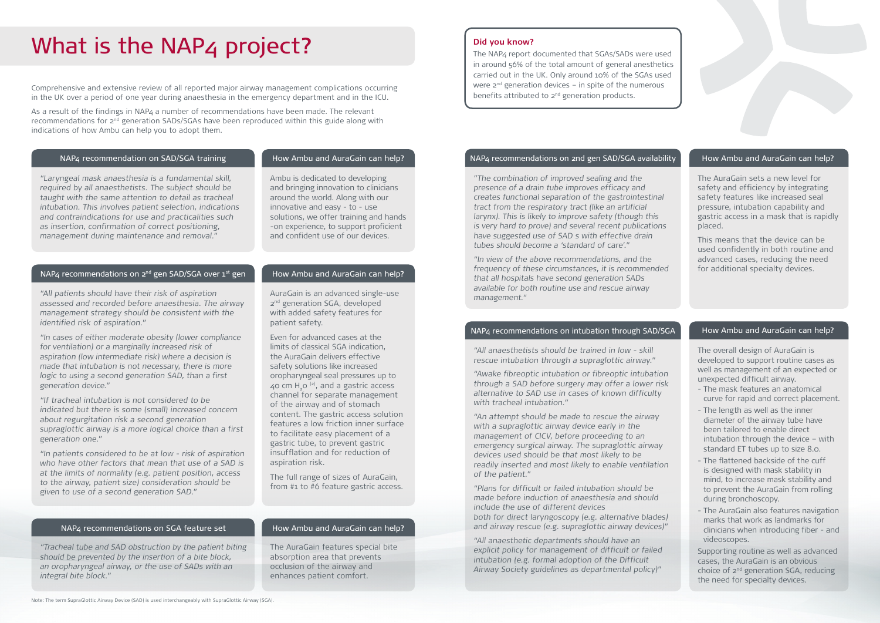# What is the NAP4 project?

Comprehensive and extensive review of all reported major airway management complications occurring in the UK over a period of one year during anaesthesia in the emergency department and in the ICU.

As a result of the findings in NAP4 a number of recommendations have been made. The relevant recommendations for 2nd generation SADs/SGAs have been reproduced within this guide along with indications of how Ambu can help you to adopt them.

**Did you know?**

The NAP4 report documented that SGAs/SADs were used in around 56% of the total amount of general anesthetics carried out in the UK. Only around 10% of the SGAs used were 2nd generation devices – in spite of the numerous benefits attributed to 2nd generation products.

## NAP4 recommendation on SAD/SGA training

*"Laryngeal mask anaesthesia is a fundamental skill, required by all anaesthetists. The subject should be taught with the same attention to detail as tracheal intubation. This involves patient selection, indications and contraindications for use and practicalities such as insertion, confirmation of correct positioning, management during maintenance and removal."*

## How Ambu and AuraGain can help?

Ambu is dedicated to developing and bringing innovation to clinicians around the world. Along with our innovative and easy - to - use solutions, we offer training and hands -on experience, to support proficient and confident use of our devices.

## NAP4 recommendations on 2nd gen SAD/SGA over 1st gen

*"All patients should have their risk of aspiration assessed and recorded before anaesthesia. The airway management strategy should be consistent with the identified risk of aspiration."*

*"In cases of either moderate obesity (lower compliance for ventilation) or a marginally increased risk of aspiration (low intermediate risk) where a decision is made that intubation is not necessary, there is more logic to using a second generation SAD, than a first generation device."*

*"If tracheal intubation is not considered to be indicated but there is some (small) increased concern about regurgitation risk a second generation supraglottic airway is a more logical choice than a first generation one."*

*"In patients considered to be at low - risk of aspiration who have other factors that mean that use of a SAD is at the limits of normality (e.g. patient position, access to the airway, patient size) consideration should be given to use of a second generation SAD."*

## How Ambu and AuraGain can help?

AuraGain is an advanced single-use 2nd generation SGA, developed with added safety features for patient safety.

Even for advanced cases at the limits of classical SGA indication, the AuraGain delivers effective safety solutions like increased oropharyngeal seal pressures up to 40 cm $H_2O$ [2], and a gastric access channel for separate management of the airway and of stomach content. The gastric access solution features a low friction inner surface to facilitate easy placement of a gastric tube, to prevent gastric insufflation and for reduction of aspiration risk.

The full range of sizes of AuraGain, from #1 to #6 feature gastric access.

## NAP4 recommendations on SGA feature set

*"Tracheal tube and SAD obstruction by the patient biting should be prevented by the insertion of a bite block, an oropharyngeal airway, or the use of SADs with an integral bite block."*

## How Ambu and AuraGain can help?

The AuraGain features special bite absorption area that prevents occlusion of the airway and enhances patient comfort.

## NAP4 recommendations on 2nd gen SAD/SGA availability

*"The combination of improved sealing and the presence of a drain tube improves efficacy and creates functional separation of the gastrointestinal tract from the respiratory tract (like an artificial larynx). This is likely to improve safety (though this is very hard to prove) and several recent publications have suggested use of SAD s with effective drain tubes should become a 'standard of care'."*

*"In view of the above recommendations, and the frequency of these circumstances, it is recommended that all hospitals have second generation SADs available for both routine use and rescue airway management."*

## How Ambu and AuraGain can help?

The AuraGain sets a new level for safety and efficiency by integrating safety features like increased seal pressure, intubation capability and gastric access in a mask that is rapidly placed.

This means that the device can be used confidently in both routine and advanced cases, reducing the need for additional specialty devices.

## NAP4 recommendations on intubation through SAD/SGA

*"All anaesthetists should be trained in low - skill rescue intubation through a supraglottic airway."*

*"Awake fibreoptic intubation or fibreoptic intubation through a SAD before surgery may offer a lower risk alternative to SAD use in cases of known difficulty with tracheal intubation."*

*"An attempt should be made to rescue the airway with a supraglottic airway device early in the management of CICV, before proceeding to an emergency surgical airway. The supraglottic airway devices used should be that most likely to be readily inserted and most likely to enable ventilation of the patient."*

*"Plans for difficult or failed intubation should be made before induction of anaesthesia and should include the use of different devices both for direct laryngoscopy (e.g. alternative blades) and airway rescue (e.g. supraglottic airway devices)"*

*"All anaesthetic departments should have an explicit policy for management of difficult or failed intubation (e.g. formal adoption of the Difficult Airway Society guidelines as departmental policy)"*

## How Ambu and AuraGain can help?

The overall design of AuraGain is developed to support routine cases as well as management of an expected or unexpected difficult airway.

- The mask features an anatomical curve for rapid and correct placement.
- The length as well as the inner diameter of the airway tube have been tailored to enable direct intubation through the device – with standard ET tubes up to size 8.0.
- The flattened backside of the cuff is designed with mask stability in mind, to increase mask stability and to prevent the AuraGain from rolling during bronchoscopy.
- The AuraGain also features navigation marks that work as landmarks for clinicians when introducing fiber - and videoscopes.

Supporting routine as well as advanced cases, the AuraGain is an obvious choice of 2nd generation SGA, reducing the need for specialty devices.

Note: The term SupraGlottic Airway Device (SAD) is used interchangeably with SupraGlottic Airway (SGA).